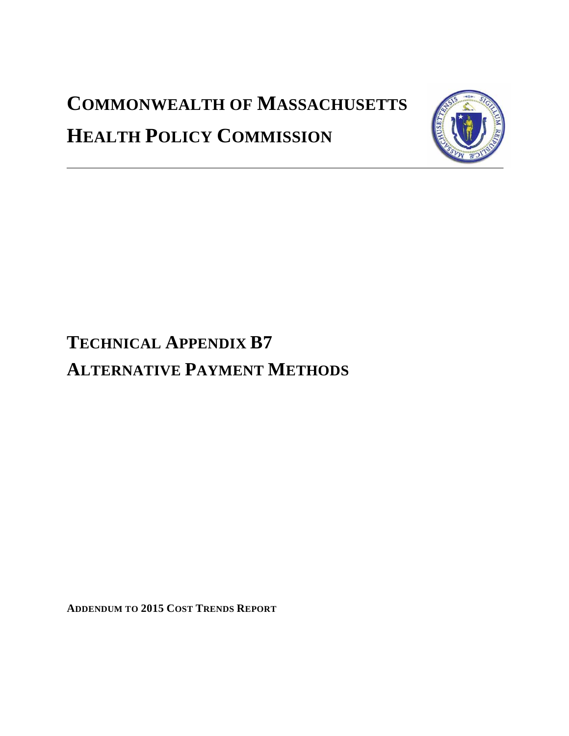# COMMONWEALTH OF MASSACHUSETTS

# HEALTH POLICY COMMISSION

---

# TECHNICAL APPENDIX B7

# ALTERNATIVE PAYMENT METHODS

**ADDENDUM TO 2015 COST TRENDS REPORT**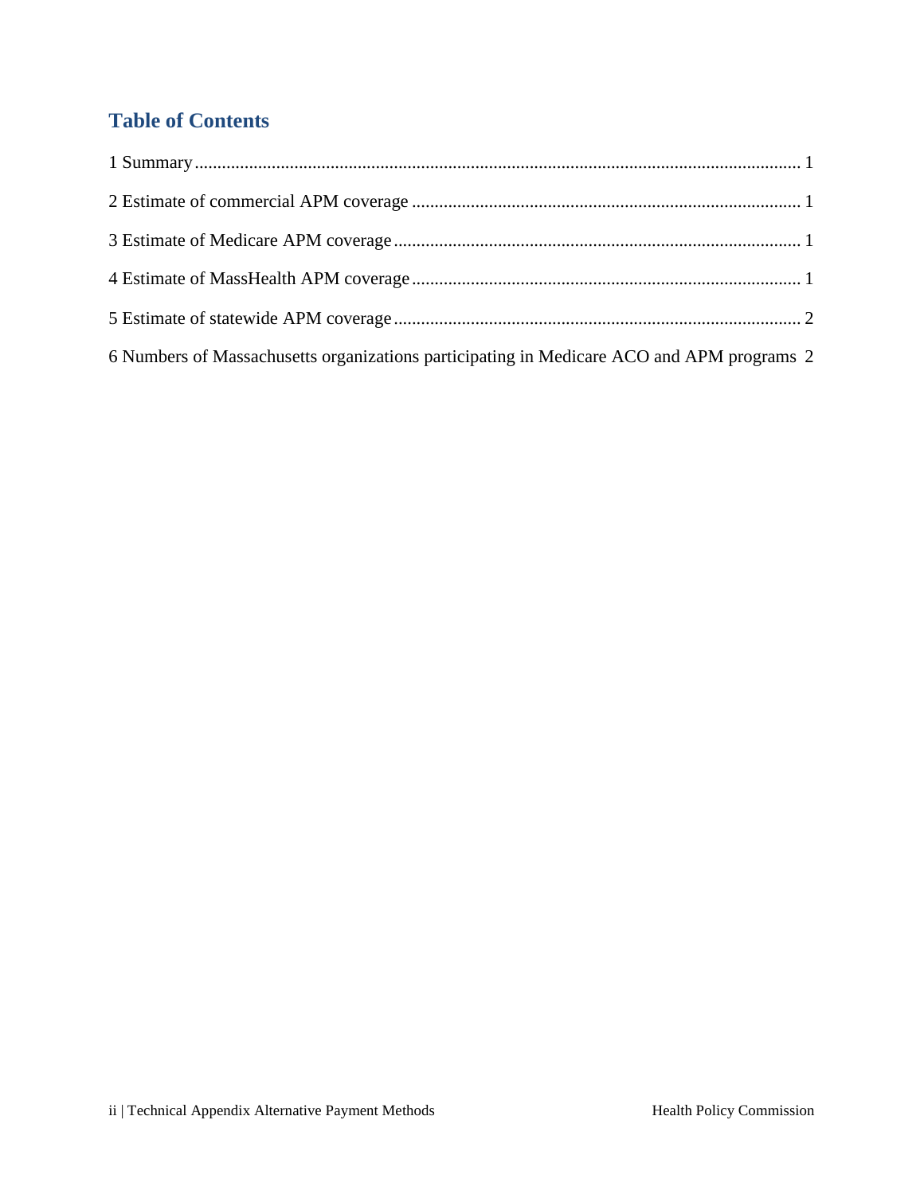## Table of Contents

1 Summary ........................................................................................................................ 1

2 Estimate of commercial APM coverage ........................................................................ 1

3 Estimate of Medicare APM coverage ........................................................................... 1

4 Estimate of MassHealth APM coverage ....................................................................... 1

5 Estimate of statewide APM coverage ........................................................................... 2

6 Numbers of Massachusetts organizations participating in Medicare ACO and APM programs 2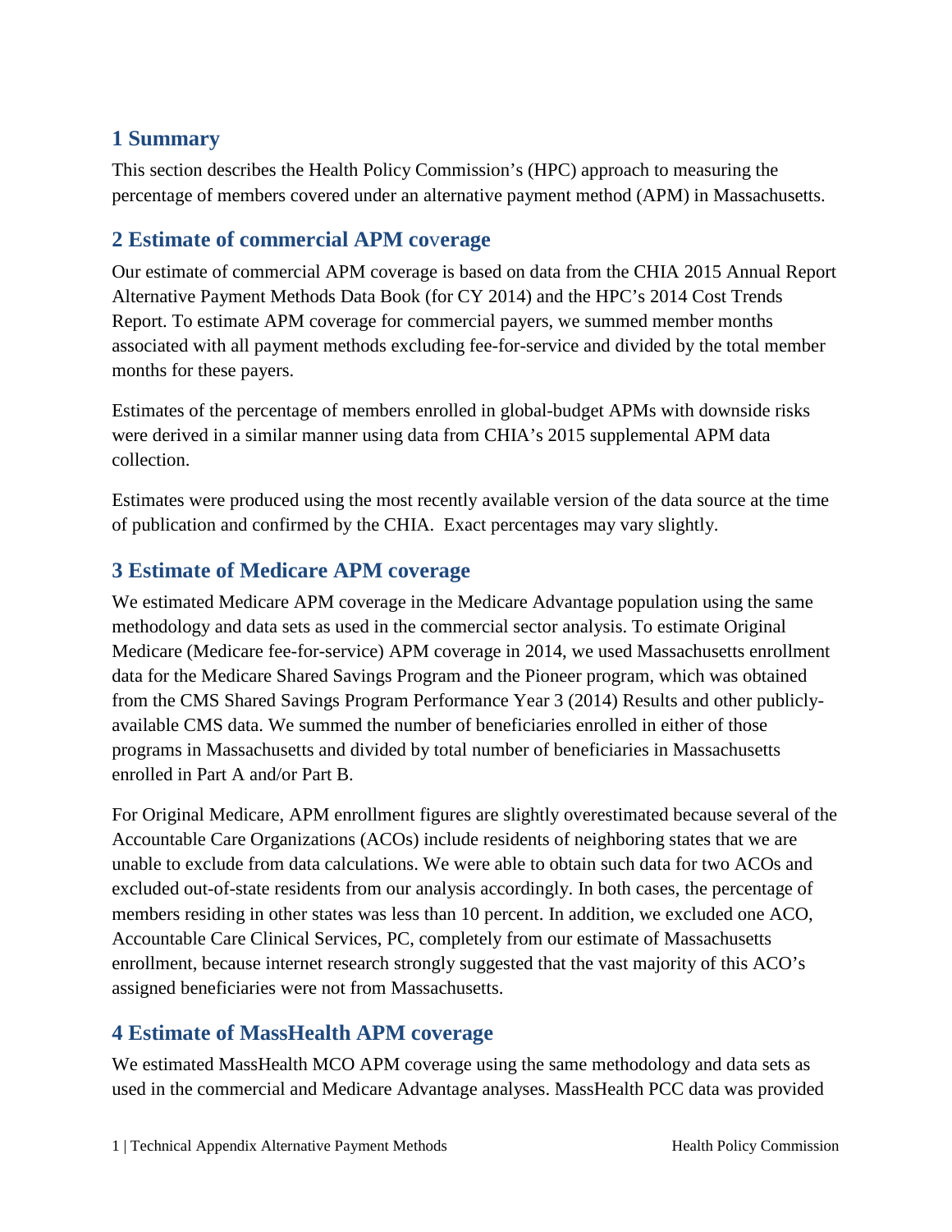## 1 Summary

This section describes the Health Policy Commission's (HPC) approach to measuring the percentage of members covered under an alternative payment method (APM) in Massachusetts.

## 2 Estimate of commercial APM coverage

Our estimate of commercial APM coverage is based on data from the CHIA 2015 Annual Report Alternative Payment Methods Data Book (for CY 2014) and the HPC's 2014 Cost Trends Report. To estimate APM coverage for commercial payers, we summed member months associated with all payment methods excluding fee-for-service and divided by the total member months for these payers.

Estimates of the percentage of members enrolled in global-budget APMs with downside risks were derived in a similar manner using data from CHIA's 2015 supplemental APM data collection.

Estimates were produced using the most recently available version of the data source at the time of publication and confirmed by the CHIA. Exact percentages may vary slightly.

## 3 Estimate of Medicare APM coverage

We estimated Medicare APM coverage in the Medicare Advantage population using the same methodology and data sets as used in the commercial sector analysis. To estimate Original Medicare (Medicare fee-for-service) APM coverage in 2014, we used Massachusetts enrollment data for the Medicare Shared Savings Program and the Pioneer program, which was obtained from the CMS Shared Savings Program Performance Year 3 (2014) Results and other publicly-available CMS data. We summed the number of beneficiaries enrolled in either of those programs in Massachusetts and divided by total number of beneficiaries in Massachusetts enrolled in Part A and/or Part B.

For Original Medicare, APM enrollment figures are slightly overestimated because several of the Accountable Care Organizations (ACOs) include residents of neighboring states that we are unable to exclude from data calculations. We were able to obtain such data for two ACOs and excluded out-of-state residents from our analysis accordingly. In both cases, the percentage of members residing in other states was less than 10 percent. In addition, we excluded one ACO, Accountable Care Clinical Services, PC, completely from our estimate of Massachusetts enrollment, because internet research strongly suggested that the vast majority of this ACO's assigned beneficiaries were not from Massachusetts.

## 4 Estimate of MassHealth APM coverage

We estimated MassHealth MCO APM coverage using the same methodology and data sets as used in the commercial and Medicare Advantage analyses. MassHealth PCC data was provided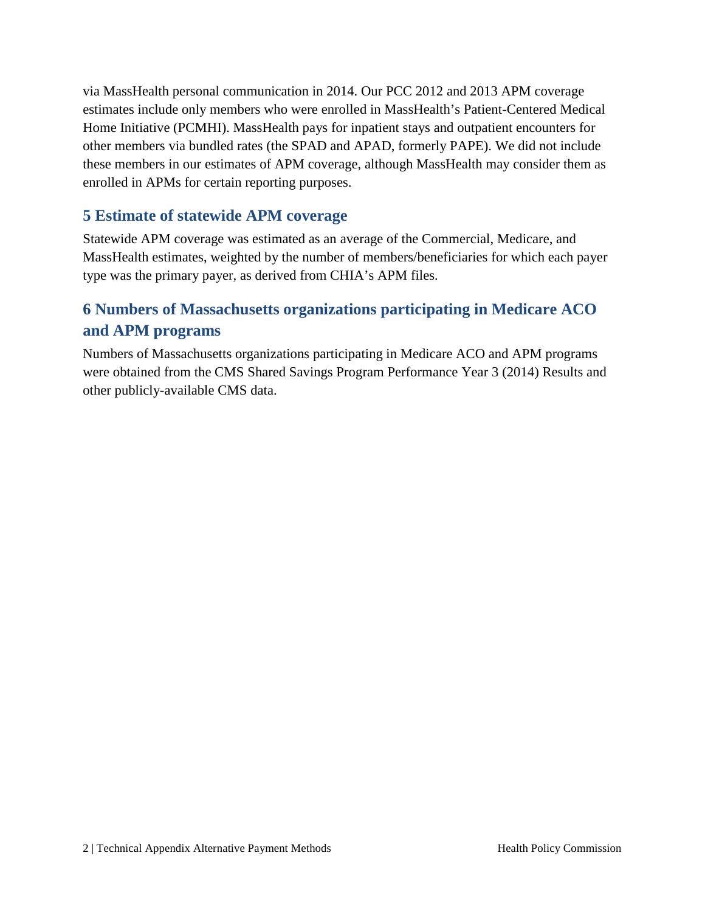via MassHealth personal communication in 2014. Our PCC 2012 and 2013 APM coverage estimates include only members who were enrolled in MassHealth's Patient-Centered Medical Home Initiative (PCMHI). MassHealth pays for inpatient stays and outpatient encounters for other members via bundled rates (the SPAD and APAD, formerly PAPE). We did not include these members in our estimates of APM coverage, although MassHealth may consider them as enrolled in APMs for certain reporting purposes.

## 5 Estimate of statewide APM coverage

Statewide APM coverage was estimated as an average of the Commercial, Medicare, and MassHealth estimates, weighted by the number of members/beneficiaries for which each payer type was the primary payer, as derived from CHIA's APM files.

## 6 Numbers of Massachusetts organizations participating in Medicare ACO and APM programs

Numbers of Massachusetts organizations participating in Medicare ACO and APM programs were obtained from the CMS Shared Savings Program Performance Year 3 (2014) Results and other publicly-available CMS data.